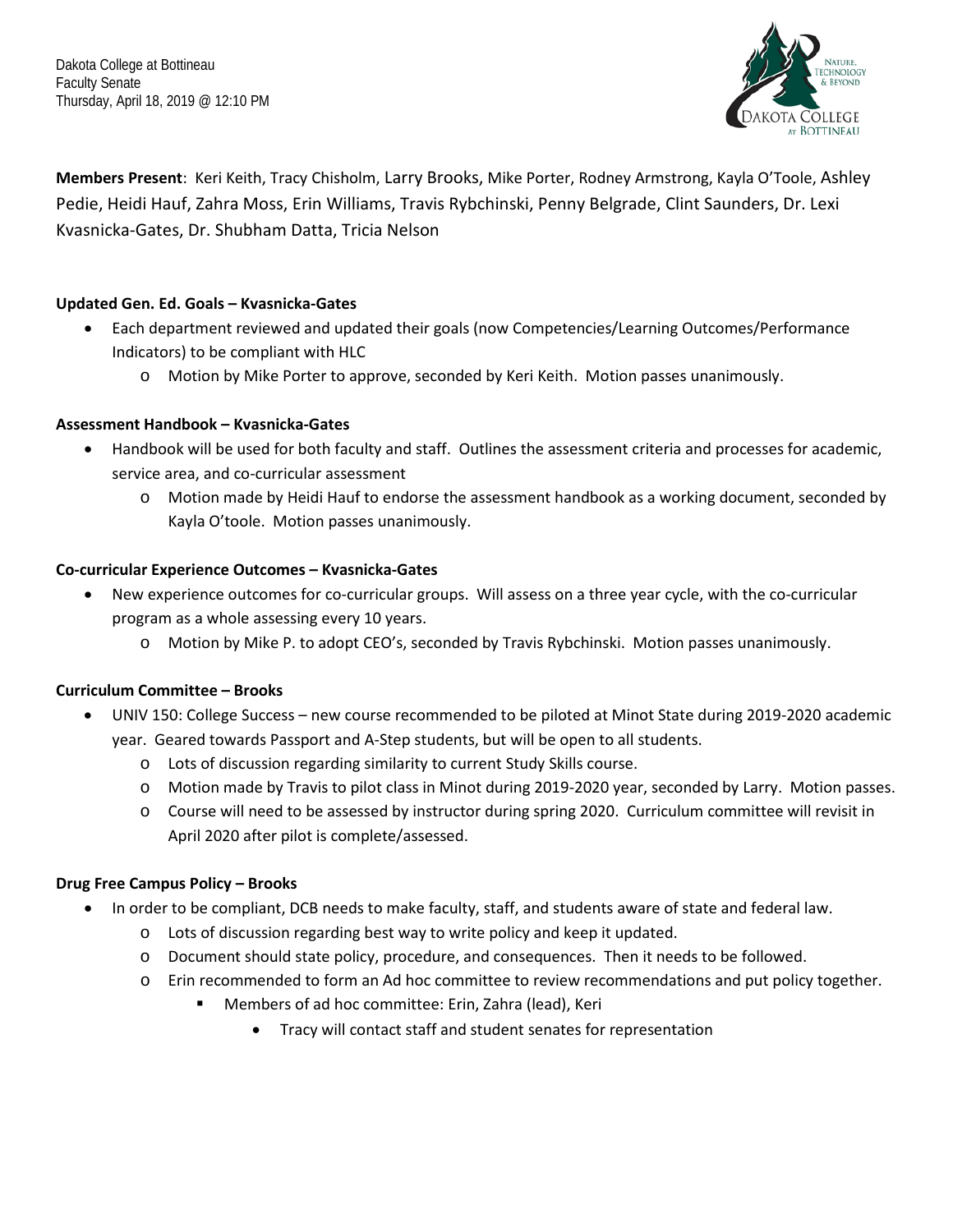Dakota College at Bottineau
Faculty Senate
Thursday, April 18, 2019 @ 12:10 PM

**Members Present**: Keri Keith, Tracy Chisholm, Larry Brooks, Mike Porter, Rodney Armstrong, Kayla O'Toole, Ashley Pedie, Heidi Hauf, Zahra Moss, Erin Williams, Travis Rybchinski, Penny Belgrade, Clint Saunders, Dr. Lexi Kvasnicka-Gates, Dr. Shubham Datta, Tricia Nelson

**Updated Gen. Ed. Goals – Kvasnicka-Gates**

- Each department reviewed and updated their goals (now Competencies/Learning Outcomes/Performance Indicators) to be compliant with HLC
    - Motion by Mike Porter to approve, seconded by Keri Keith. Motion passes unanimously.

**Assessment Handbook – Kvasnicka-Gates**

- Handbook will be used for both faculty and staff. Outlines the assessment criteria and processes for academic, service area, and co-curricular assessment
    - Motion made by Heidi Hauf to endorse the assessment handbook as a working document, seconded by Kayla O'toole. Motion passes unanimously.

**Co-curricular Experience Outcomes – Kvasnicka-Gates**

- New experience outcomes for co-curricular groups. Will assess on a three year cycle, with the co-curricular program as a whole assessing every 10 years.
    - Motion by Mike P. to adopt CEO's, seconded by Travis Rybchinski. Motion passes unanimously.

**Curriculum Committee – Brooks**

- UNIV 150: College Success – new course recommended to be piloted at Minot State during 2019-2020 academic year. Geared towards Passport and A-Step students, but will be open to all students.
    - Lots of discussion regarding similarity to current Study Skills course.
    - Motion made by Travis to pilot class in Minot during 2019-2020 year, seconded by Larry. Motion passes.
    - Course will need to be assessed by instructor during spring 2020. Curriculum committee will revisit in April 2020 after pilot is complete/assessed.

**Drug Free Campus Policy – Brooks**

- In order to be compliant, DCB needs to make faculty, staff, and students aware of state and federal law.
    - Lots of discussion regarding best way to write policy and keep it updated.
    - Document should state policy, procedure, and consequences. Then it needs to be followed.
    - Erin recommended to form an Ad hoc committee to review recommendations and put policy together.
        - Members of ad hoc committee: Erin, Zahra (lead), Keri
            - Tracy will contact staff and student senates for representation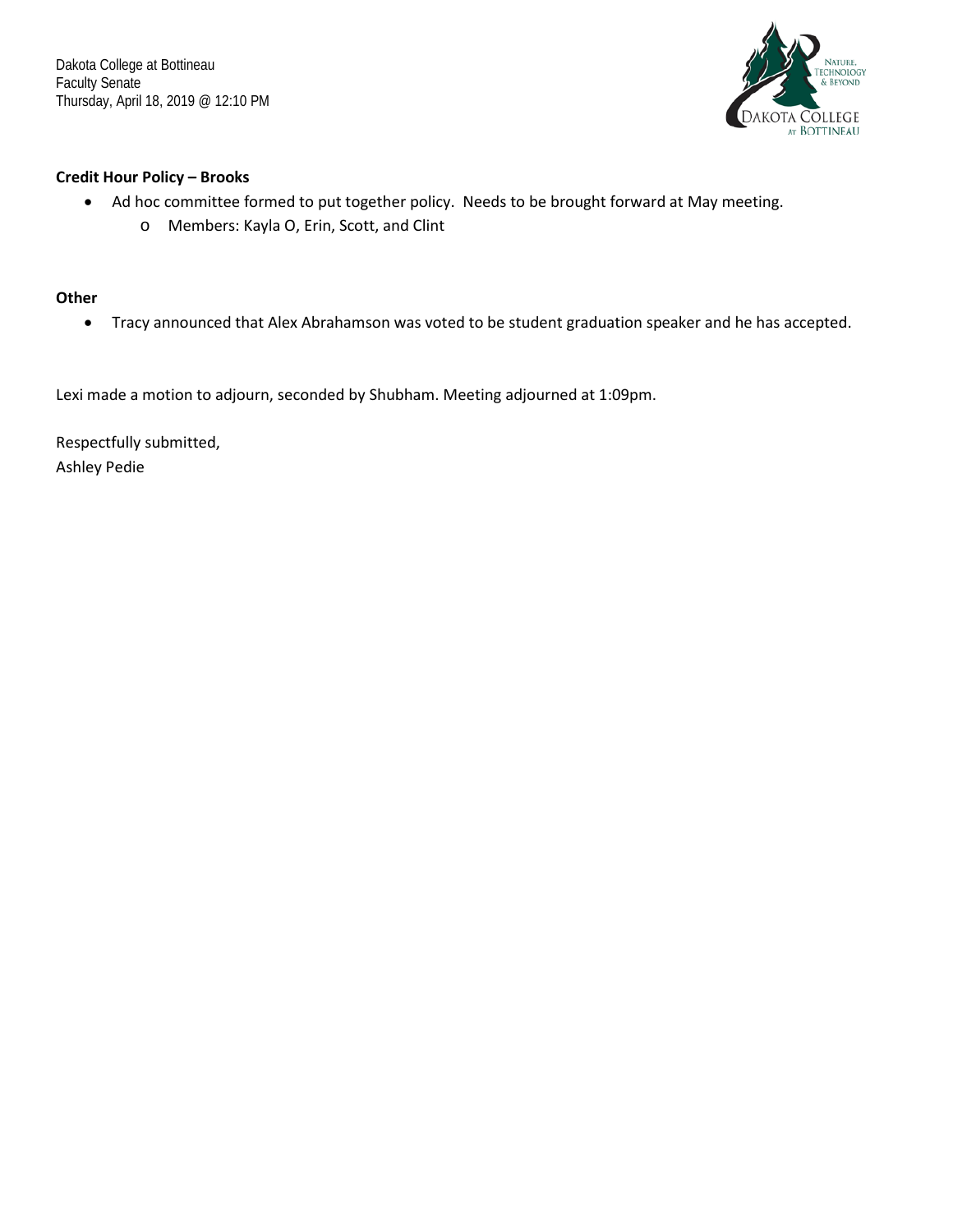Dakota College at Bottineau
Faculty Senate
Thursday, April 18, 2019 @ 12:10 PM

**Credit Hour Policy – Brooks**

- Ad hoc committee formed to put together policy. Needs to be brought forward at May meeting.
  - Members: Kayla O, Erin, Scott, and Clint

**Other**

- Tracy announced that Alex Abrahamson was voted to be student graduation speaker and he has accepted.

Lexi made a motion to adjourn, seconded by Shubham. Meeting adjourned at 1:09pm.

Respectfully submitted,
Ashley Pedie